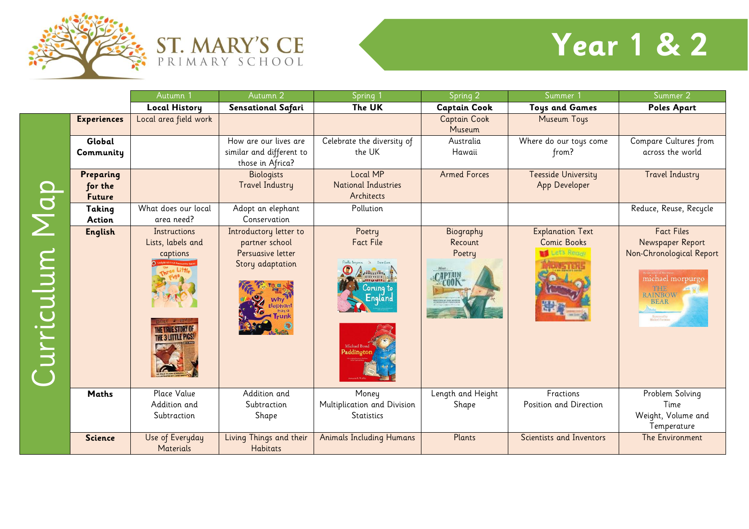# ST. MARY'S CE PRIMARY SCHOOL

# Year 1 & 2

## Curriculum Map

| | Autumn 1 | Autumn 2 | Spring 1 | Spring 2 | Summer 1 | Summer 2 |
|---|---|---|---|---|---|---|
| | **Local History** | **Sensational Safari** | **The UK** | **Captain Cook** | **Toys and Games** | **Poles Apart** |
| **Experiences** | Local area field work | | | Captain Cook Museum | Museum Toys | |
| **Global Community** | | How are our lives are similar and different to those in Africa? | Celebrate the diversity of the UK | Australia<br>Hawaii | Where do our toys come from? | Compare Cultures from across the world |
| **Preparing for the Future** | | Biologists<br>Travel Industry | Local MP<br>National Industries<br>Architects | Armed Forces | Teesside University<br>App Developer | Travel Industry |
| **Taking Action** | What does our local area need? | Adopt an elephant<br>Conservation | Pollution | | | Reduce, Reuse, Recycle |
| **English** | Instructions<br>Lists, labels and captions | Introductory letter to partner school<br>Persuasive letter<br>Story adaptation | Poetry<br>Fact File | Biography<br>Recount<br>Poetry | Explanation Text<br>Comic Books | Fact Files<br>Newspaper Report<br>Non-Chronological Report |
| **Maths** | Place Value<br>Addition and Subtraction | Addition and Subtraction<br>Shape | Money<br>Multiplication and Division<br>Statistics | Length and Height<br>Shape | Fractions<br>Position and Direction | Problem Solving<br>Time<br>Weight, Volume and Temperature |
| **Science** | Use of Everyday Materials | Living Things and their Habitats | Animals Including Humans | Plants | Scientists and Inventors | The Environment |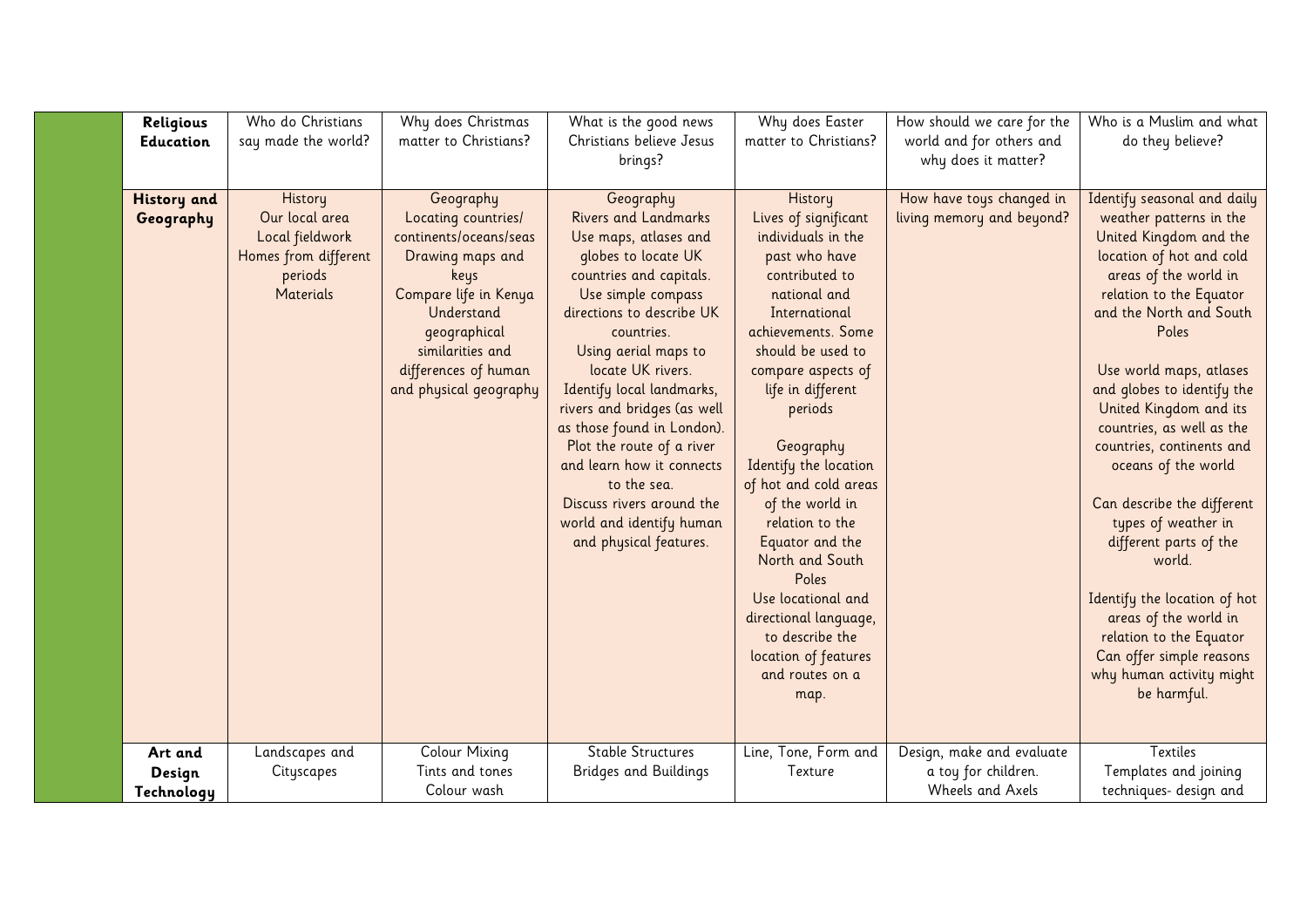| | | | | | | | |
|---|---|---|---|---|---|---|---|
| | **Religious Education** | Who do Christians say made the world? | Why does Christmas matter to Christians? | What is the good news Christians believe Jesus brings? | Why does Easter matter to Christians? | How should we care for the world and for others and why does it matter? | Who is a Muslim and what do they believe? |
| | **History and Geography** | History<br>Our local area<br>Local fieldwork<br>Homes from different periods<br>Materials | Geography<br>Locating countries/ continents/oceans/seas<br>Drawing maps and keys<br>Compare life in Kenya<br>Understand geographical similarities and differences of human and physical geography | Geography<br>Rivers and Landmarks<br>Use maps, atlases and globes to locate UK countries and capitals.<br>Use simple compass directions to describe UK countries.<br>Using aerial maps to locate UK rivers.<br>Identify local landmarks, rivers and bridges (as well as those found in London).<br>Plot the route of a river and learn how it connects to the sea.<br>Discuss rivers around the world and identify human and physical features. | History<br>Lives of significant individuals in the past who have contributed to national and International achievements. Some should be used to compare aspects of life in different periods<br><br>Geography<br>Identify the location of hot and cold areas of the world in relation to the Equator and the North and South Poles<br>Use locational and directional language, to describe the location of features and routes on a map. | How have toys changed in living memory and beyond? | Identify seasonal and daily weather patterns in the United Kingdom and the location of hot and cold areas of the world in relation to the Equator and the North and South Poles<br><br>Use world maps, atlases and globes to identify the United Kingdom and its countries, as well as the countries, continents and oceans of the world<br><br>Can describe the different types of weather in different parts of the world.<br><br>Identify the location of hot areas of the world in relation to the Equator<br>Can offer simple reasons why human activity might be harmful. |
| | **Art and Design Technology** | Landscapes and Cityscapes | Colour Mixing<br>Tints and tones<br>Colour wash | Stable Structures<br>Bridges and Buildings | Line, Tone, Form and Texture | Design, make and evaluate a toy for children.<br>Wheels and Axels | Textiles<br>Templates and joining techniques- design and |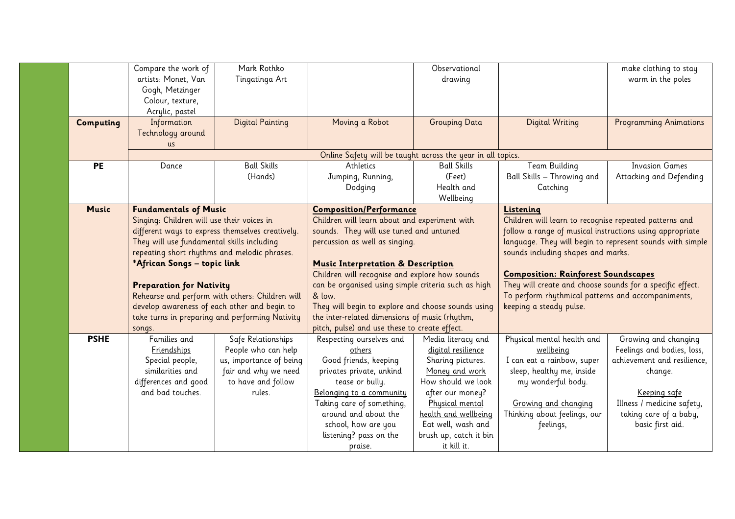| | | | | | | |
|---|---|---|---|---|---|---|
| | Compare the work of artists: Monet, Van Gogh, Metzinger Colour, texture, Acrylic, pastel | Mark Rothko Tingatinga Art | | Observational drawing | | make clothing to stay warm in the poles |
| **Computing** | Information Technology around us | Digital Painting | Moving a Robot | Grouping Data | Digital Writing | Programming Animations |
| | Online Safety will be taught across the year in all topics. | | | | | |
| **PE** | Dance | Ball Skills (Hands) | Athletics Jumping, Running, Dodging | Ball Skills (Feet) Health and Wellbeing | Team Building Ball Skills – Throwing and Catching | Invasion Games Attacking and Defending |
| **Music** | **Fundamentals of Music** Singing: Children will use their voices in different ways to express themselves creatively. They will use fundamental skills including repeating short rhythms and melodic phrases. ***African Songs – topic link** **Preparation for Nativity** Rehearse and perform with others: Children will develop awareness of each other and begin to take turns in preparing and performing Nativity songs. | | **Composition/Performance** Children will learn about and experiment with sounds. They will use tuned and untuned percussion as well as singing. **Music Interpretation & Description** Children will recognise and explore how sounds can be organised using simple criteria such as high & low. They will begin to explore and choose sounds using the inter-related dimensions of music (rhythm, pitch, pulse) and use these to create effect. | | **Listening** Children will learn to recognise repeated patterns and follow a range of musical instructions using appropriate language. They will begin to represent sounds with simple sounds including shapes and marks. **Composition: Rainforest Soundscapes** They will create and choose sounds for a specific effect. To perform rhythmical patterns and accompaniments, keeping a steady pulse. | |
| **PSHE** | Families and Friendships Special people, similarities and differences and good and bad touches. | Safe Relationships People who can help us, importance of being fair and why we need to have and follow rules. | Respecting ourselves and others Good friends, keeping privates private, unkind tease or bully. Belonging to a community Taking care of something, around and about the school, how are you listening? pass on the praise. | Media literacy and digital resilience Sharing pictures. Money and work How should we look after our money? Physical mental health and wellbeing Eat well, wash and brush up, catch it bin it kill it. | Physical mental health and wellbeing I can eat a rainbow, super sleep, healthy me, inside my wonderful body. Growing and changing Thinking about feelings, our feelings, | Growing and changing Feelings and bodies, loss, achievement and resilience, change. Keeping safe Illness / medicine safety, taking care of a baby, basic first aid. |